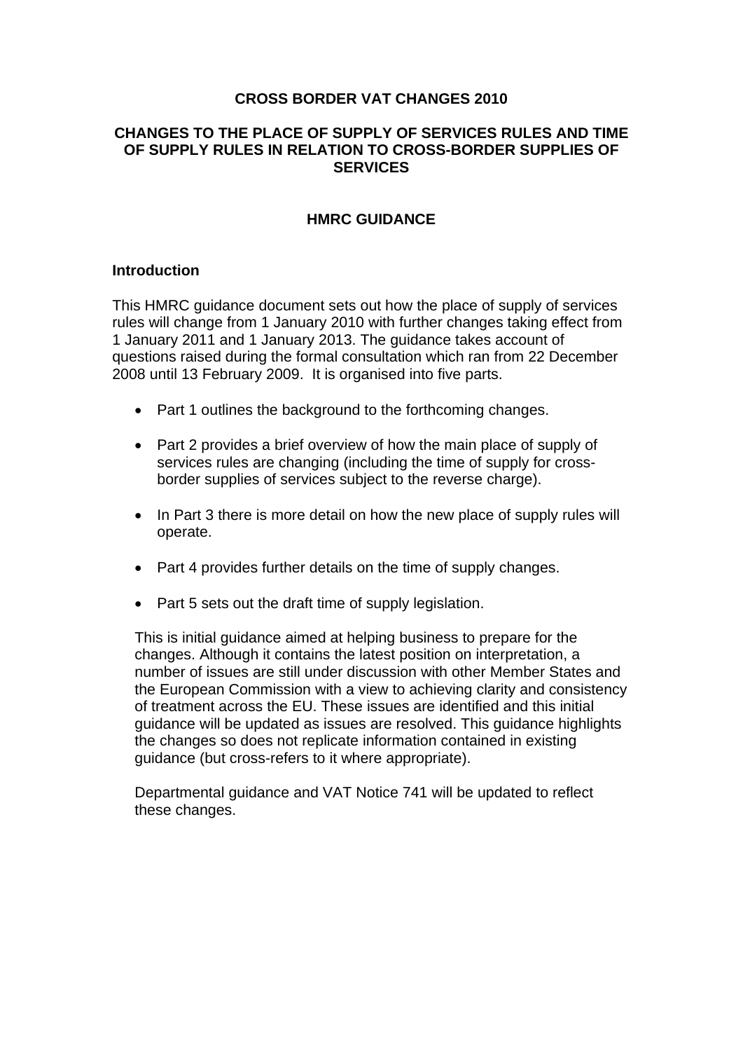# CROSS BORDER VAT CHANGES 2010

## CHANGES TO THE PLACE OF SUPPLY OF SERVICES RULES AND TIME OF SUPPLY RULES IN RELATION TO CROSS-BORDER SUPPLIES OF SERVICES

## HMRC GUIDANCE

### Introduction

This HMRC guidance document sets out how the place of supply of services rules will change from 1 January 2010 with further changes taking effect from 1 January 2011 and 1 January 2013. The guidance takes account of questions raised during the formal consultation which ran from 22 December 2008 until 13 February 2009. It is organised into five parts.

- Part 1 outlines the background to the forthcoming changes.
- Part 2 provides a brief overview of how the main place of supply of services rules are changing (including the time of supply for cross-border supplies of services subject to the reverse charge).
- In Part 3 there is more detail on how the new place of supply rules will operate.
- Part 4 provides further details on the time of supply changes.
- Part 5 sets out the draft time of supply legislation.

This is initial guidance aimed at helping business to prepare for the changes. Although it contains the latest position on interpretation, a number of issues are still under discussion with other Member States and the European Commission with a view to achieving clarity and consistency of treatment across the EU. These issues are identified and this initial guidance will be updated as issues are resolved. This guidance highlights the changes so does not replicate information contained in existing guidance (but cross-refers to it where appropriate).

Departmental guidance and VAT Notice 741 will be updated to reflect these changes.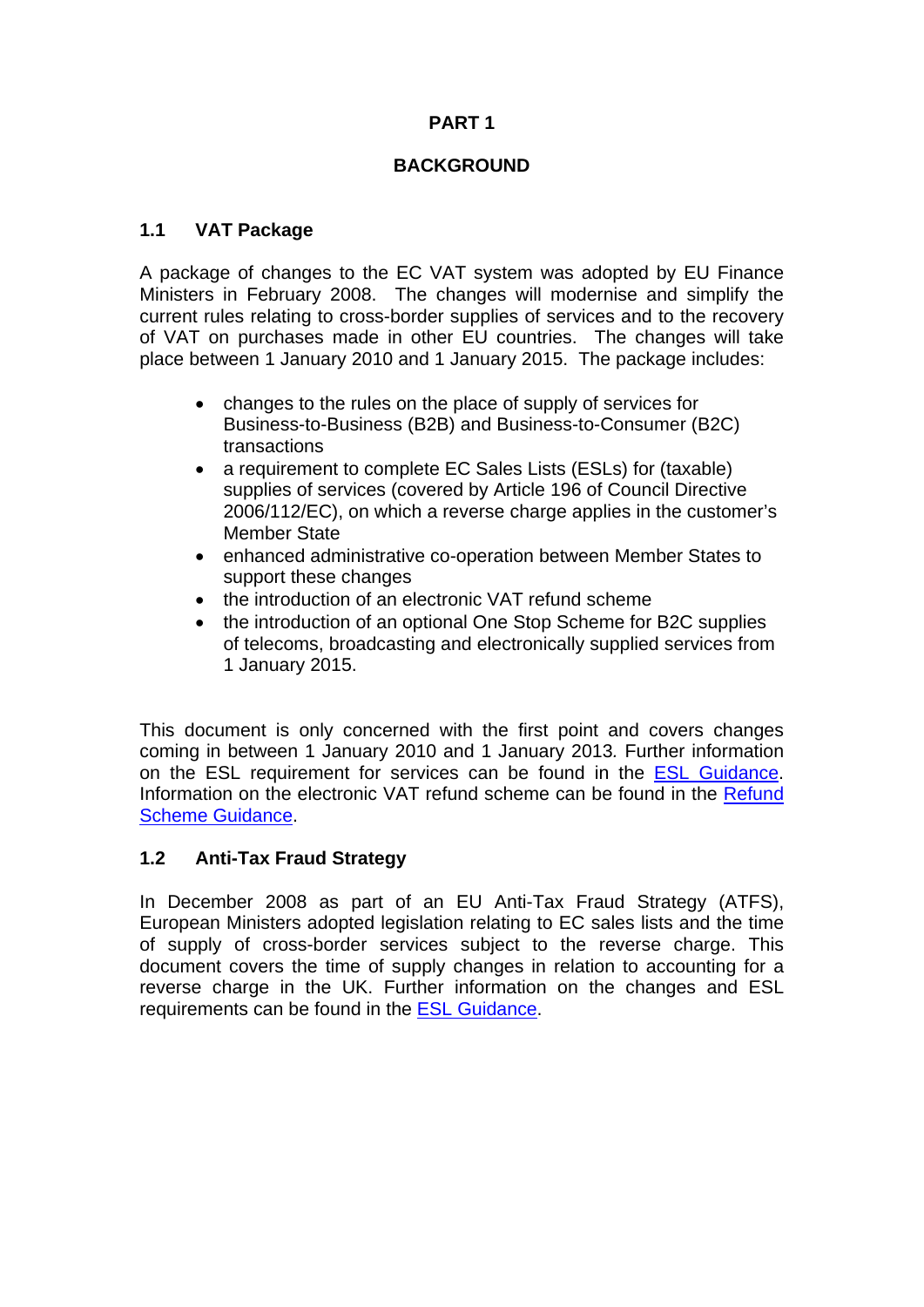# PART 1

# BACKGROUND

## 1.1 VAT Package

A package of changes to the EC VAT system was adopted by EU Finance Ministers in February 2008. The changes will modernise and simplify the current rules relating to cross-border supplies of services and to the recovery of VAT on purchases made in other EU countries. The changes will take place between 1 January 2010 and 1 January 2015. The package includes:

- changes to the rules on the place of supply of services for Business-to-Business (B2B) and Business-to-Consumer (B2C) transactions
- a requirement to complete EC Sales Lists (ESLs) for (taxable) supplies of services (covered by Article 196 of Council Directive 2006/112/EC), on which a reverse charge applies in the customer's Member State
- enhanced administrative co-operation between Member States to support these changes
- the introduction of an electronic VAT refund scheme
- the introduction of an optional One Stop Scheme for B2C supplies of telecoms, broadcasting and electronically supplied services from 1 January 2015.

This document is only concerned with the first point and covers changes coming in between 1 January 2010 and 1 January 2013. Further information on the ESL requirement for services can be found in the ESL Guidance. Information on the electronic VAT refund scheme can be found in the Refund Scheme Guidance.

## 1.2 Anti-Tax Fraud Strategy

In December 2008 as part of an EU Anti-Tax Fraud Strategy (ATFS), European Ministers adopted legislation relating to EC sales lists and the time of supply of cross-border services subject to the reverse charge. This document covers the time of supply changes in relation to accounting for a reverse charge in the UK. Further information on the changes and ESL requirements can be found in the ESL Guidance.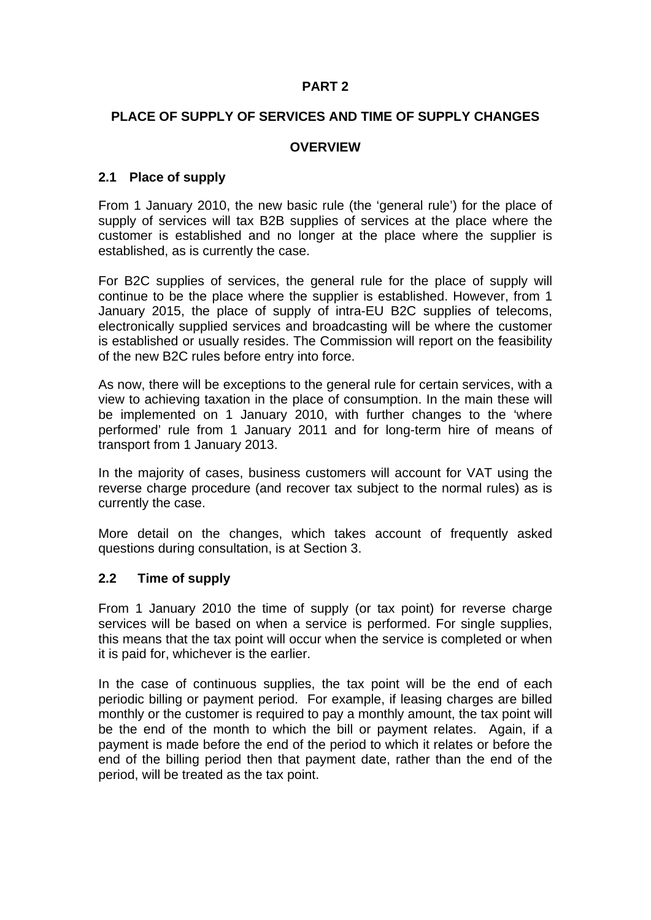# PART 2

## PLACE OF SUPPLY OF SERVICES AND TIME OF SUPPLY CHANGES

## OVERVIEW

### 2.1 Place of supply

From 1 January 2010, the new basic rule (the 'general rule') for the place of supply of services will tax B2B supplies of services at the place where the customer is established and no longer at the place where the supplier is established, as is currently the case.

For B2C supplies of services, the general rule for the place of supply will continue to be the place where the supplier is established. However, from 1 January 2015, the place of supply of intra-EU B2C supplies of telecoms, electronically supplied services and broadcasting will be where the customer is established or usually resides. The Commission will report on the feasibility of the new B2C rules before entry into force.

As now, there will be exceptions to the general rule for certain services, with a view to achieving taxation in the place of consumption. In the main these will be implemented on 1 January 2010, with further changes to the 'where performed' rule from 1 January 2011 and for long-term hire of means of transport from 1 January 2013.

In the majority of cases, business customers will account for VAT using the reverse charge procedure (and recover tax subject to the normal rules) as is currently the case.

More detail on the changes, which takes account of frequently asked questions during consultation, is at Section 3.

### 2.2 Time of supply

From 1 January 2010 the time of supply (or tax point) for reverse charge services will be based on when a service is performed. For single supplies, this means that the tax point will occur when the service is completed or when it is paid for, whichever is the earlier.

In the case of continuous supplies, the tax point will be the end of each periodic billing or payment period. For example, if leasing charges are billed monthly or the customer is required to pay a monthly amount, the tax point will be the end of the month to which the bill or payment relates. Again, if a payment is made before the end of the period to which it relates or before the end of the billing period then that payment date, rather than the end of the period, will be treated as the tax point.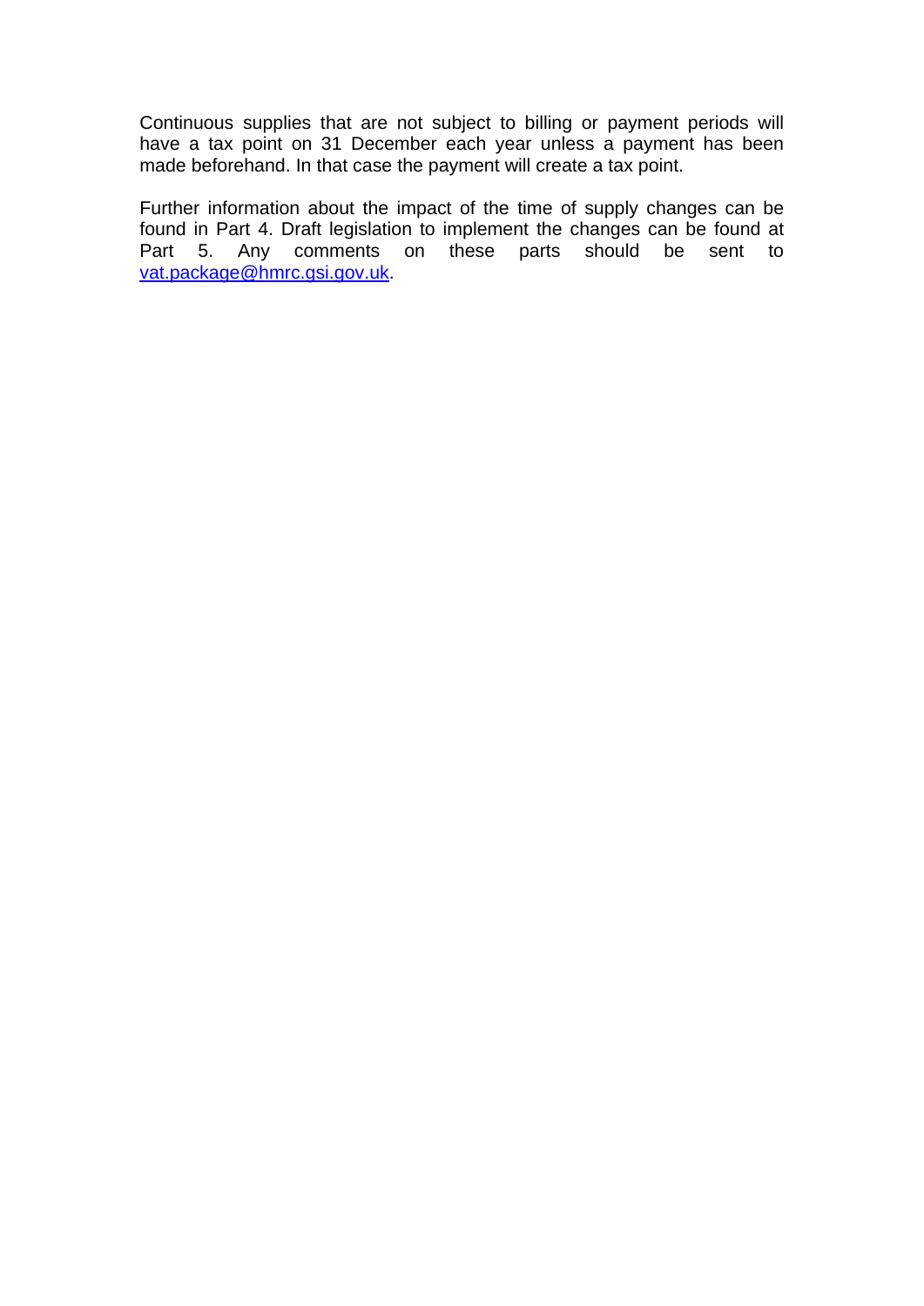Continuous supplies that are not subject to billing or payment periods will have a tax point on 31 December each year unless a payment has been made beforehand. In that case the payment will create a tax point.

Further information about the impact of the time of supply changes can be found in Part 4. Draft legislation to implement the changes can be found at Part 5. Any comments on these parts should be sent to vat.package@hmrc.gsi.gov.uk.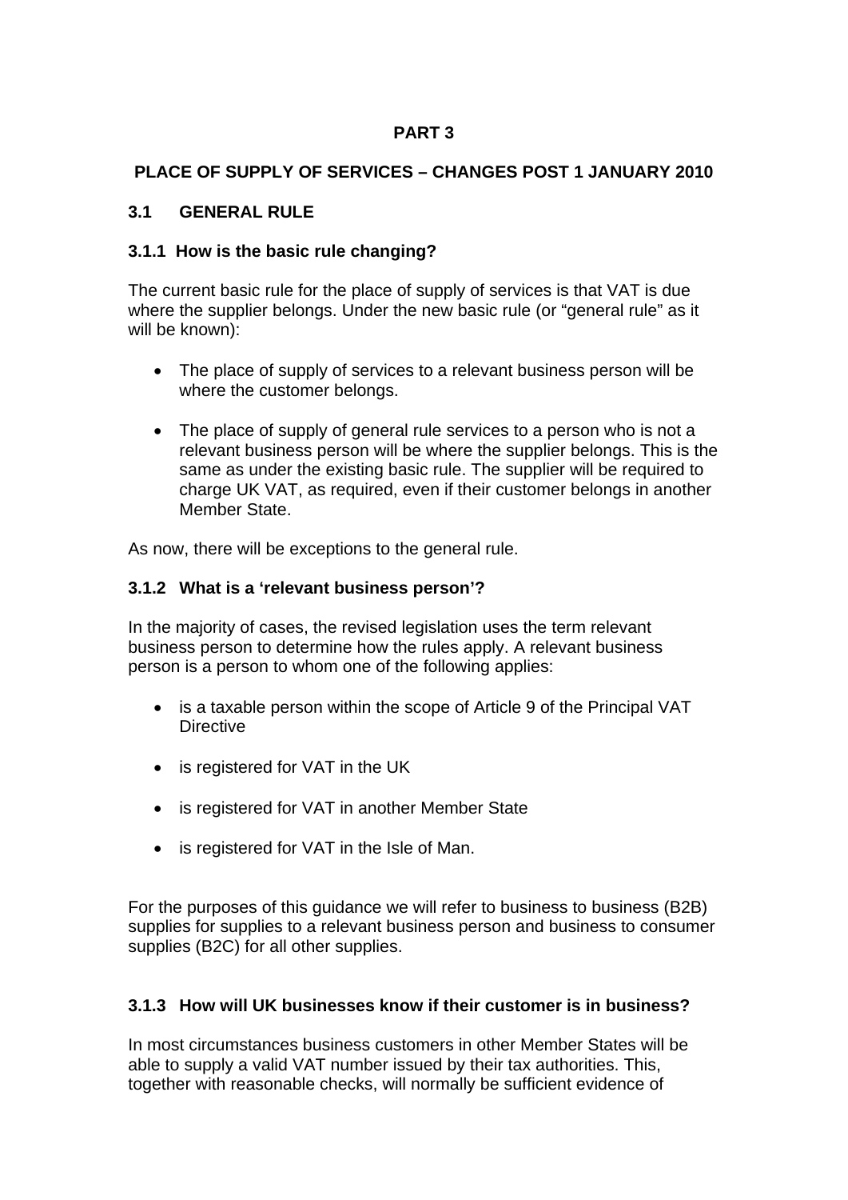**PART 3**

## PLACE OF SUPPLY OF SERVICES – CHANGES POST 1 JANUARY 2010

### 3.1 GENERAL RULE

#### 3.1.1 How is the basic rule changing?

The current basic rule for the place of supply of services is that VAT is due where the supplier belongs. Under the new basic rule (or "general rule" as it will be known):

- The place of supply of services to a relevant business person will be where the customer belongs.
- The place of supply of general rule services to a person who is not a relevant business person will be where the supplier belongs. This is the same as under the existing basic rule. The supplier will be required to charge UK VAT, as required, even if their customer belongs in another Member State.

As now, there will be exceptions to the general rule.

#### 3.1.2 What is a 'relevant business person'?

In the majority of cases, the revised legislation uses the term relevant business person to determine how the rules apply. A relevant business person is a person to whom one of the following applies:

- is a taxable person within the scope of Article 9 of the Principal VAT Directive
- is registered for VAT in the UK
- is registered for VAT in another Member State
- is registered for VAT in the Isle of Man.

For the purposes of this guidance we will refer to business to business (B2B) supplies for supplies to a relevant business person and business to consumer supplies (B2C) for all other supplies.

#### 3.1.3 How will UK businesses know if their customer is in business?

In most circumstances business customers in other Member States will be able to supply a valid VAT number issued by their tax authorities. This, together with reasonable checks, will normally be sufficient evidence of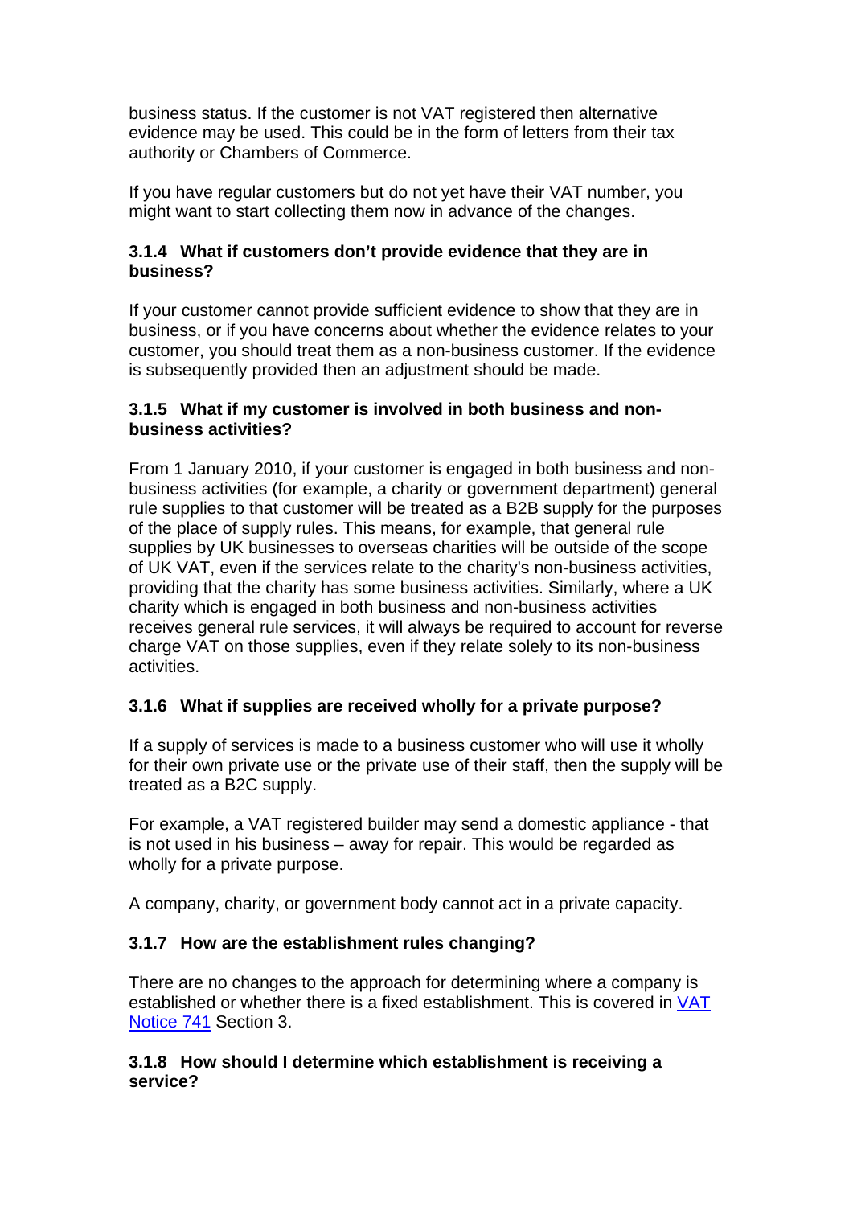business status. If the customer is not VAT registered then alternative evidence may be used. This could be in the form of letters from their tax authority or Chambers of Commerce.

If you have regular customers but do not yet have their VAT number, you might want to start collecting them now in advance of the changes.

#### 3.1.4 What if customers don't provide evidence that they are in business?

If your customer cannot provide sufficient evidence to show that they are in business, or if you have concerns about whether the evidence relates to your customer, you should treat them as a non-business customer. If the evidence is subsequently provided then an adjustment should be made.

#### 3.1.5 What if my customer is involved in both business and non-business activities?

From 1 January 2010, if your customer is engaged in both business and non-business activities (for example, a charity or government department) general rule supplies to that customer will be treated as a B2B supply for the purposes of the place of supply rules. This means, for example, that general rule supplies by UK businesses to overseas charities will be outside of the scope of UK VAT, even if the services relate to the charity's non-business activities, providing that the charity has some business activities. Similarly, where a UK charity which is engaged in both business and non-business activities receives general rule services, it will always be required to account for reverse charge VAT on those supplies, even if they relate solely to its non-business activities.

#### 3.1.6 What if supplies are received wholly for a private purpose?

If a supply of services is made to a business customer who will use it wholly for their own private use or the private use of their staff, then the supply will be treated as a B2C supply.

For example, a VAT registered builder may send a domestic appliance - that is not used in his business – away for repair. This would be regarded as wholly for a private purpose.

A company, charity, or government body cannot act in a private capacity.

#### 3.1.7 How are the establishment rules changing?

There are no changes to the approach for determining where a company is established or whether there is a fixed establishment. This is covered in VAT Notice 741 Section 3.

#### 3.1.8 How should I determine which establishment is receiving a service?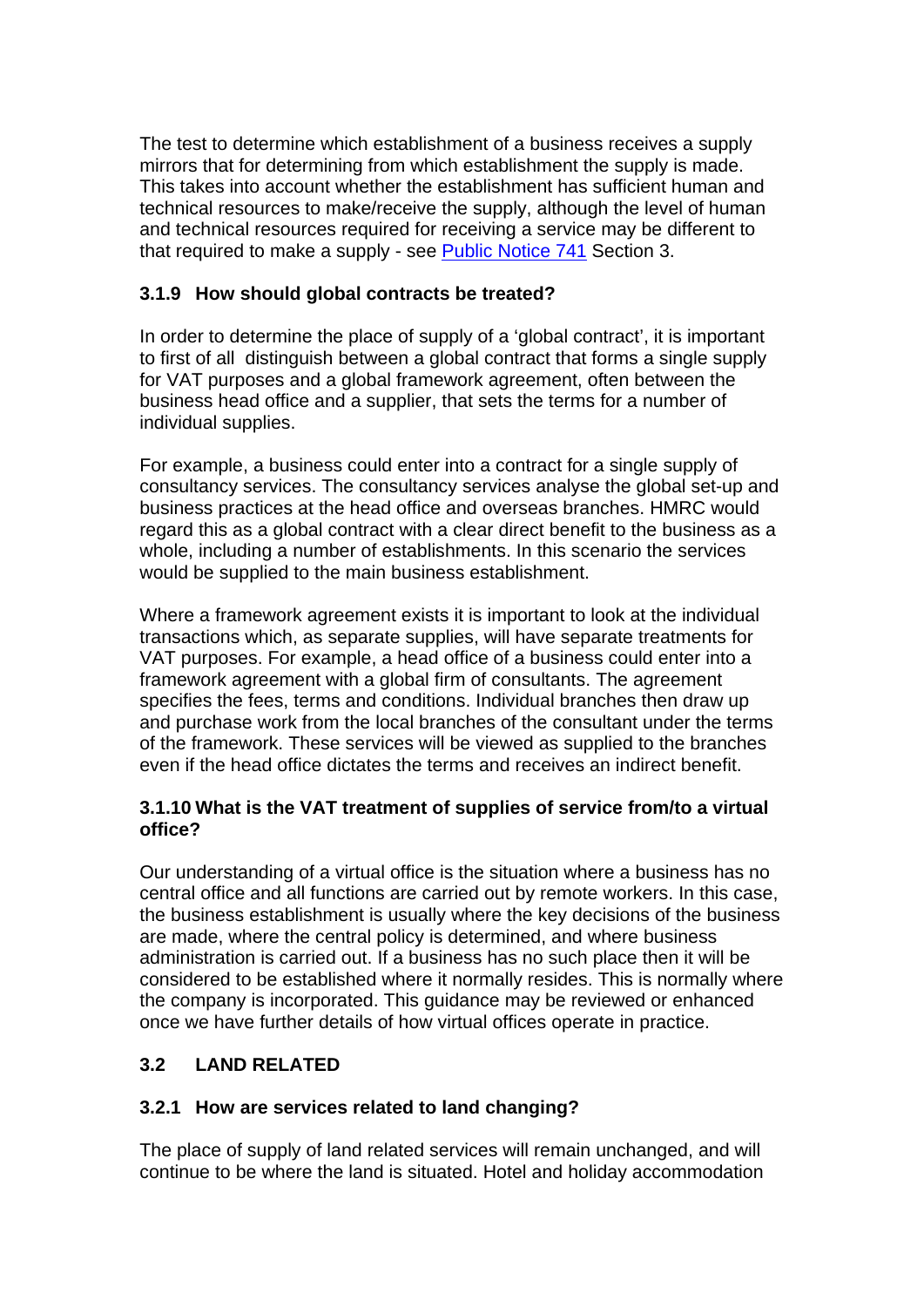The test to determine which establishment of a business receives a supply mirrors that for determining from which establishment the supply is made. This takes into account whether the establishment has sufficient human and technical resources to make/receive the supply, although the level of human and technical resources required for receiving a service may be different to that required to make a supply - see [Public Notice 741](#) Section 3.

### 3.1.9 How should global contracts be treated?

In order to determine the place of supply of a 'global contract', it is important to first of all distinguish between a global contract that forms a single supply for VAT purposes and a global framework agreement, often between the business head office and a supplier, that sets the terms for a number of individual supplies.

For example, a business could enter into a contract for a single supply of consultancy services. The consultancy services analyse the global set-up and business practices at the head office and overseas branches. HMRC would regard this as a global contract with a clear direct benefit to the business as a whole, including a number of establishments. In this scenario the services would be supplied to the main business establishment.

Where a framework agreement exists it is important to look at the individual transactions which, as separate supplies, will have separate treatments for VAT purposes. For example, a head office of a business could enter into a framework agreement with a global firm of consultants. The agreement specifies the fees, terms and conditions. Individual branches then draw up and purchase work from the local branches of the consultant under the terms of the framework. These services will be viewed as supplied to the branches even if the head office dictates the terms and receives an indirect benefit.

### 3.1.10 What is the VAT treatment of supplies of service from/to a virtual office?

Our understanding of a virtual office is the situation where a business has no central office and all functions are carried out by remote workers. In this case, the business establishment is usually where the key decisions of the business are made, where the central policy is determined, and where business administration is carried out. If a business has no such place then it will be considered to be established where it normally resides. This is normally where the company is incorporated. This guidance may be reviewed or enhanced once we have further details of how virtual offices operate in practice.

## 3.2 LAND RELATED

### 3.2.1 How are services related to land changing?

The place of supply of land related services will remain unchanged, and will continue to be where the land is situated. Hotel and holiday accommodation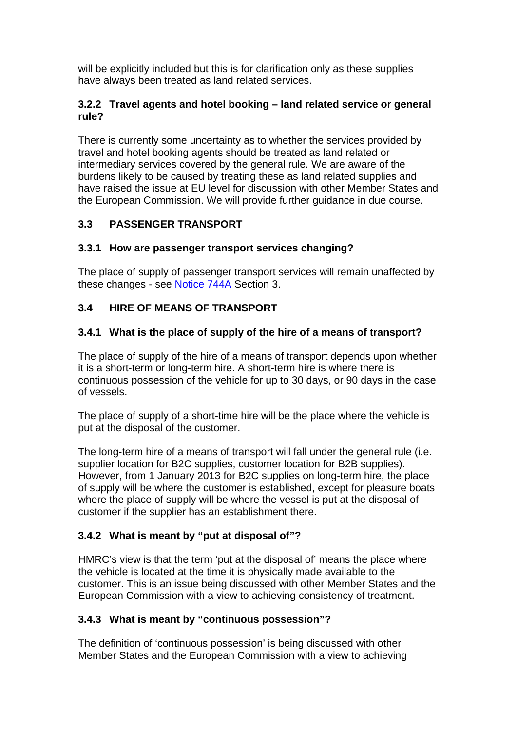will be explicitly included but this is for clarification only as these supplies have always been treated as land related services.

### 3.2.2 Travel agents and hotel booking – land related service or general rule?

There is currently some uncertainty as to whether the services provided by travel and hotel booking agents should be treated as land related or intermediary services covered by the general rule. We are aware of the burdens likely to be caused by treating these as land related supplies and have raised the issue at EU level for discussion with other Member States and the European Commission. We will provide further guidance in due course.

## 3.3 PASSENGER TRANSPORT

### 3.3.1 How are passenger transport services changing?

The place of supply of passenger transport services will remain unaffected by these changes - see Notice 744A Section 3.

## 3.4 HIRE OF MEANS OF TRANSPORT

### 3.4.1 What is the place of supply of the hire of a means of transport?

The place of supply of the hire of a means of transport depends upon whether it is a short-term or long-term hire. A short-term hire is where there is continuous possession of the vehicle for up to 30 days, or 90 days in the case of vessels.

The place of supply of a short-time hire will be the place where the vehicle is put at the disposal of the customer.

The long-term hire of a means of transport will fall under the general rule (i.e. supplier location for B2C supplies, customer location for B2B supplies). However, from 1 January 2013 for B2C supplies on long-term hire, the place of supply will be where the customer is established, except for pleasure boats where the place of supply will be where the vessel is put at the disposal of customer if the supplier has an establishment there.

### 3.4.2 What is meant by "put at disposal of"?

HMRC's view is that the term 'put at the disposal of' means the place where the vehicle is located at the time it is physically made available to the customer. This is an issue being discussed with other Member States and the European Commission with a view to achieving consistency of treatment.

### 3.4.3 What is meant by "continuous possession"?

The definition of 'continuous possession' is being discussed with other Member States and the European Commission with a view to achieving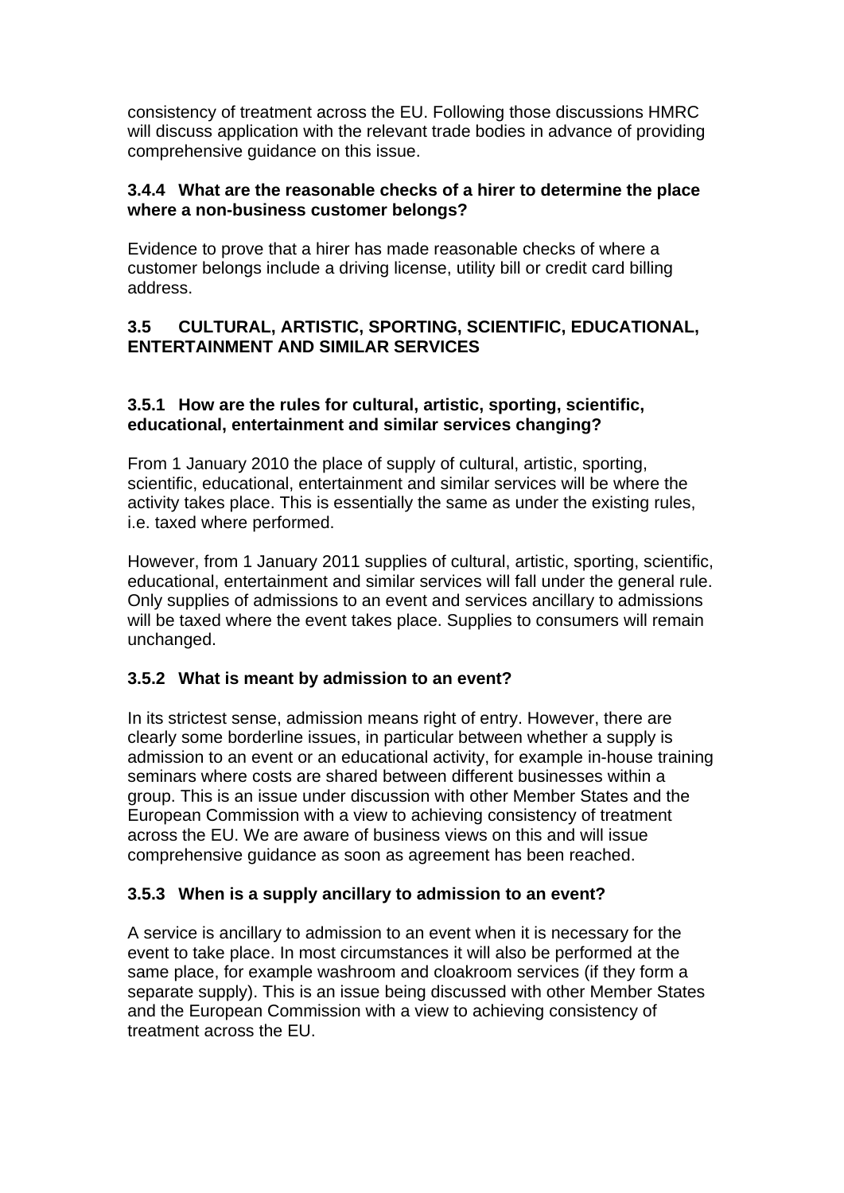consistency of treatment across the EU. Following those discussions HMRC will discuss application with the relevant trade bodies in advance of providing comprehensive guidance on this issue.

#### 3.4.4 What are the reasonable checks of a hirer to determine the place where a non-business customer belongs?

Evidence to prove that a hirer has made reasonable checks of where a customer belongs include a driving license, utility bill or credit card billing address.

### 3.5 CULTURAL, ARTISTIC, SPORTING, SCIENTIFIC, EDUCATIONAL, ENTERTAINMENT AND SIMILAR SERVICES

#### 3.5.1 How are the rules for cultural, artistic, sporting, scientific, educational, entertainment and similar services changing?

From 1 January 2010 the place of supply of cultural, artistic, sporting, scientific, educational, entertainment and similar services will be where the activity takes place. This is essentially the same as under the existing rules, i.e. taxed where performed.

However, from 1 January 2011 supplies of cultural, artistic, sporting, scientific, educational, entertainment and similar services will fall under the general rule. Only supplies of admissions to an event and services ancillary to admissions will be taxed where the event takes place. Supplies to consumers will remain unchanged.

#### 3.5.2 What is meant by admission to an event?

In its strictest sense, admission means right of entry. However, there are clearly some borderline issues, in particular between whether a supply is admission to an event or an educational activity, for example in-house training seminars where costs are shared between different businesses within a group. This is an issue under discussion with other Member States and the European Commission with a view to achieving consistency of treatment across the EU. We are aware of business views on this and will issue comprehensive guidance as soon as agreement has been reached.

#### 3.5.3 When is a supply ancillary to admission to an event?

A service is ancillary to admission to an event when it is necessary for the event to take place. In most circumstances it will also be performed at the same place, for example washroom and cloakroom services (if they form a separate supply). This is an issue being discussed with other Member States and the European Commission with a view to achieving consistency of treatment across the EU.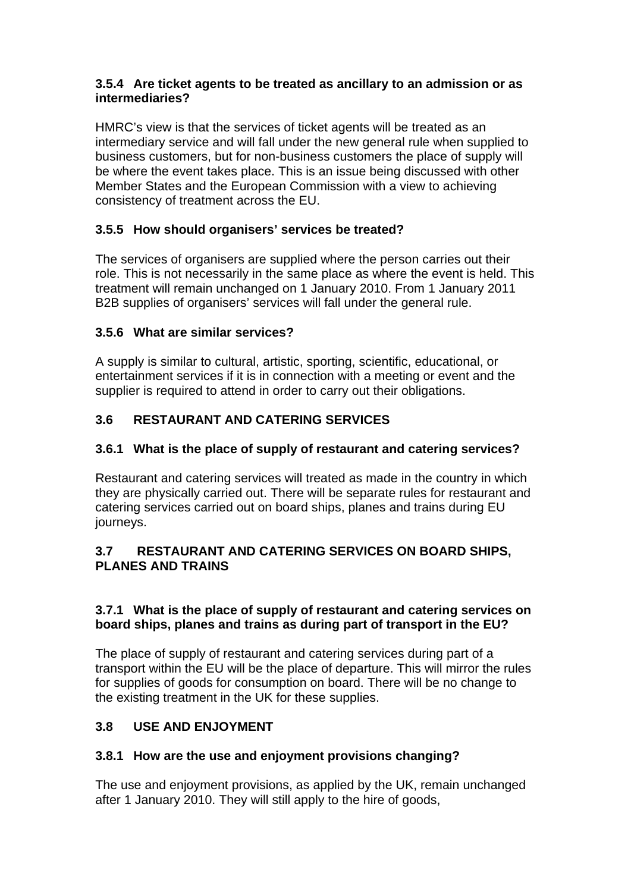### 3.5.4 Are ticket agents to be treated as ancillary to an admission or as intermediaries?

HMRC's view is that the services of ticket agents will be treated as an intermediary service and will fall under the new general rule when supplied to business customers, but for non-business customers the place of supply will be where the event takes place. This is an issue being discussed with other Member States and the European Commission with a view to achieving consistency of treatment across the EU.

### 3.5.5 How should organisers' services be treated?

The services of organisers are supplied where the person carries out their role. This is not necessarily in the same place as where the event is held. This treatment will remain unchanged on 1 January 2010. From 1 January 2011 B2B supplies of organisers' services will fall under the general rule.

### 3.5.6 What are similar services?

A supply is similar to cultural, artistic, sporting, scientific, educational, or entertainment services if it is in connection with a meeting or event and the supplier is required to attend in order to carry out their obligations.

## 3.6 RESTAURANT AND CATERING SERVICES

### 3.6.1 What is the place of supply of restaurant and catering services?

Restaurant and catering services will treated as made in the country in which they are physically carried out. There will be separate rules for restaurant and catering services carried out on board ships, planes and trains during EU journeys.

## 3.7 RESTAURANT AND CATERING SERVICES ON BOARD SHIPS, PLANES AND TRAINS

### 3.7.1 What is the place of supply of restaurant and catering services on board ships, planes and trains as during part of transport in the EU?

The place of supply of restaurant and catering services during part of a transport within the EU will be the place of departure. This will mirror the rules for supplies of goods for consumption on board. There will be no change to the existing treatment in the UK for these supplies.

## 3.8 USE AND ENJOYMENT

### 3.8.1 How are the use and enjoyment provisions changing?

The use and enjoyment provisions, as applied by the UK, remain unchanged after 1 January 2010. They will still apply to the hire of goods,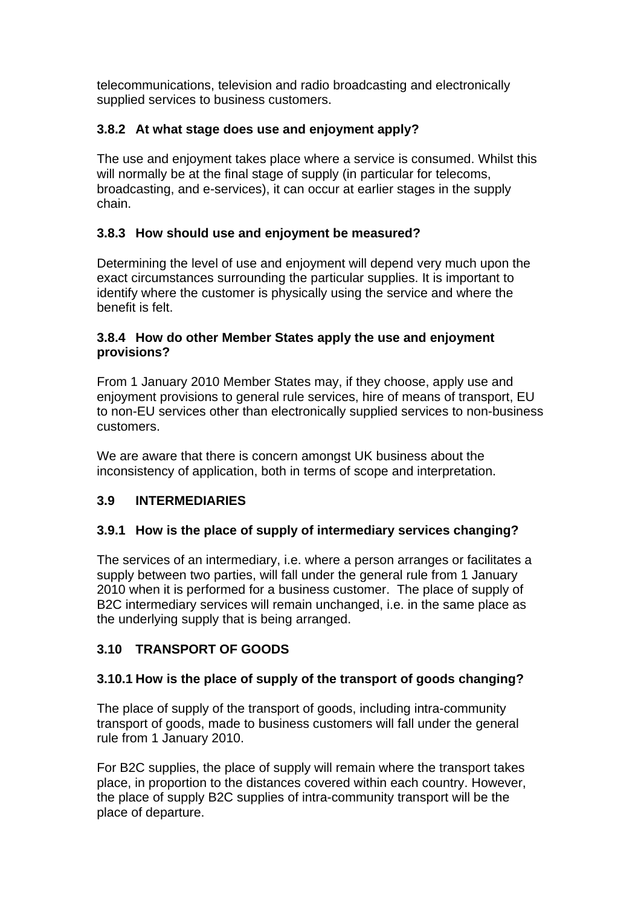telecommunications, television and radio broadcasting and electronically supplied services to business customers.

### 3.8.2 At what stage does use and enjoyment apply?

The use and enjoyment takes place where a service is consumed. Whilst this will normally be at the final stage of supply (in particular for telecoms, broadcasting, and e-services), it can occur at earlier stages in the supply chain.

### 3.8.3 How should use and enjoyment be measured?

Determining the level of use and enjoyment will depend very much upon the exact circumstances surrounding the particular supplies. It is important to identify where the customer is physically using the service and where the benefit is felt.

### 3.8.4 How do other Member States apply the use and enjoyment provisions?

From 1 January 2010 Member States may, if they choose, apply use and enjoyment provisions to general rule services, hire of means of transport, EU to non-EU services other than electronically supplied services to non-business customers.

We are aware that there is concern amongst UK business about the inconsistency of application, both in terms of scope and interpretation.

## 3.9 INTERMEDIARIES

### 3.9.1 How is the place of supply of intermediary services changing?

The services of an intermediary, i.e. where a person arranges or facilitates a supply between two parties, will fall under the general rule from 1 January 2010 when it is performed for a business customer. The place of supply of B2C intermediary services will remain unchanged, i.e. in the same place as the underlying supply that is being arranged.

## 3.10 TRANSPORT OF GOODS

### 3.10.1 How is the place of supply of the transport of goods changing?

The place of supply of the transport of goods, including intra-community transport of goods, made to business customers will fall under the general rule from 1 January 2010.

For B2C supplies, the place of supply will remain where the transport takes place, in proportion to the distances covered within each country. However, the place of supply B2C supplies of intra-community transport will be the place of departure.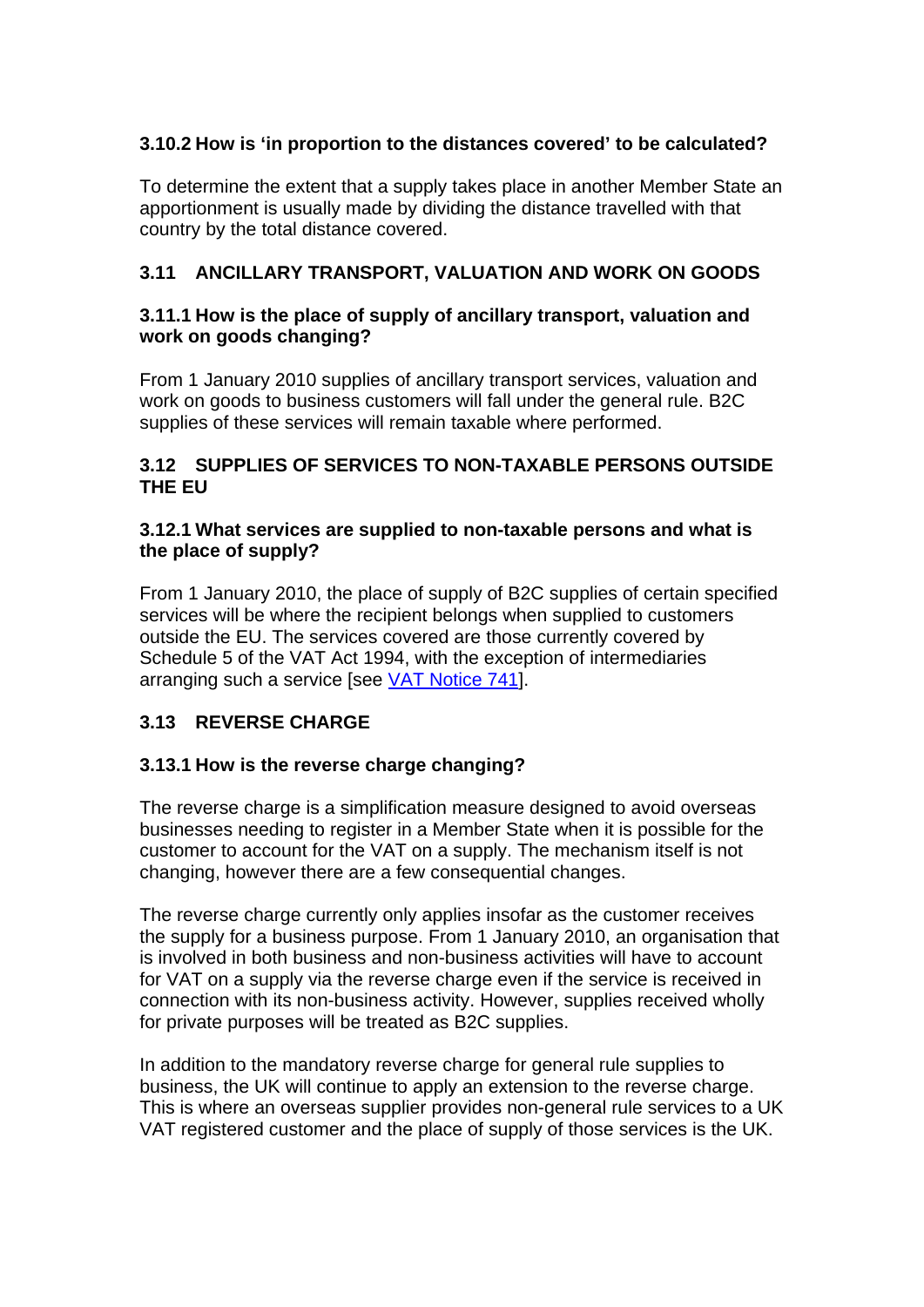### 3.10.2 How is 'in proportion to the distances covered' to be calculated?

To determine the extent that a supply takes place in another Member State an apportionment is usually made by dividing the distance travelled with that country by the total distance covered.

## 3.11 ANCILLARY TRANSPORT, VALUATION AND WORK ON GOODS

### 3.11.1 How is the place of supply of ancillary transport, valuation and work on goods changing?

From 1 January 2010 supplies of ancillary transport services, valuation and work on goods to business customers will fall under the general rule. B2C supplies of these services will remain taxable where performed.

## 3.12 SUPPLIES OF SERVICES TO NON-TAXABLE PERSONS OUTSIDE THE EU

### 3.12.1 What services are supplied to non-taxable persons and what is the place of supply?

From 1 January 2010, the place of supply of B2C supplies of certain specified services will be where the recipient belongs when supplied to customers outside the EU. The services covered are those currently covered by Schedule 5 of the VAT Act 1994, with the exception of intermediaries arranging such a service [see VAT Notice 741].

## 3.13 REVERSE CHARGE

### 3.13.1 How is the reverse charge changing?

The reverse charge is a simplification measure designed to avoid overseas businesses needing to register in a Member State when it is possible for the customer to account for the VAT on a supply. The mechanism itself is not changing, however there are a few consequential changes.

The reverse charge currently only applies insofar as the customer receives the supply for a business purpose. From 1 January 2010, an organisation that is involved in both business and non-business activities will have to account for VAT on a supply via the reverse charge even if the service is received in connection with its non-business activity. However, supplies received wholly for private purposes will be treated as B2C supplies.

In addition to the mandatory reverse charge for general rule supplies to business, the UK will continue to apply an extension to the reverse charge. This is where an overseas supplier provides non-general rule services to a UK VAT registered customer and the place of supply of those services is the UK.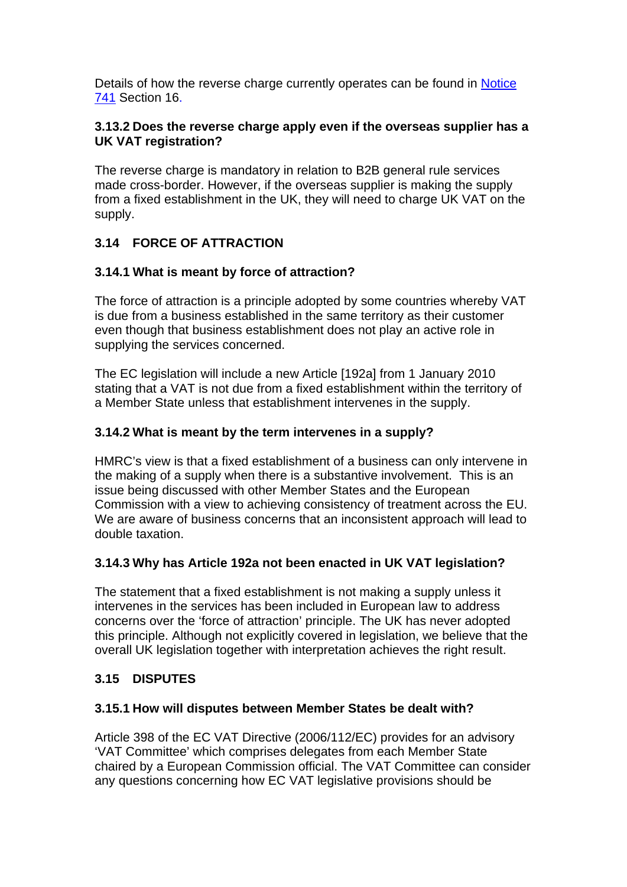Details of how the reverse charge currently operates can be found in [Notice 741](#) Section 16.

#### 3.13.2 Does the reverse charge apply even if the overseas supplier has a UK VAT registration?

The reverse charge is mandatory in relation to B2B general rule services made cross-border. However, if the overseas supplier is making the supply from a fixed establishment in the UK, they will need to charge UK VAT on the supply.

### 3.14 FORCE OF ATTRACTION

#### 3.14.1 What is meant by force of attraction?

The force of attraction is a principle adopted by some countries whereby VAT is due from a business established in the same territory as their customer even though that business establishment does not play an active role in supplying the services concerned.

The EC legislation will include a new Article [192a] from 1 January 2010 stating that a VAT is not due from a fixed establishment within the territory of a Member State unless that establishment intervenes in the supply.

#### 3.14.2 What is meant by the term intervenes in a supply?

HMRC's view is that a fixed establishment of a business can only intervene in the making of a supply when there is a substantive involvement. This is an issue being discussed with other Member States and the European Commission with a view to achieving consistency of treatment across the EU. We are aware of business concerns that an inconsistent approach will lead to double taxation.

#### 3.14.3 Why has Article 192a not been enacted in UK VAT legislation?

The statement that a fixed establishment is not making a supply unless it intervenes in the services has been included in European law to address concerns over the 'force of attraction' principle. The UK has never adopted this principle. Although not explicitly covered in legislation, we believe that the overall UK legislation together with interpretation achieves the right result.

### 3.15 DISPUTES

#### 3.15.1 How will disputes between Member States be dealt with?

Article 398 of the EC VAT Directive (2006/112/EC) provides for an advisory 'VAT Committee' which comprises delegates from each Member State chaired by a European Commission official. The VAT Committee can consider any questions concerning how EC VAT legislative provisions should be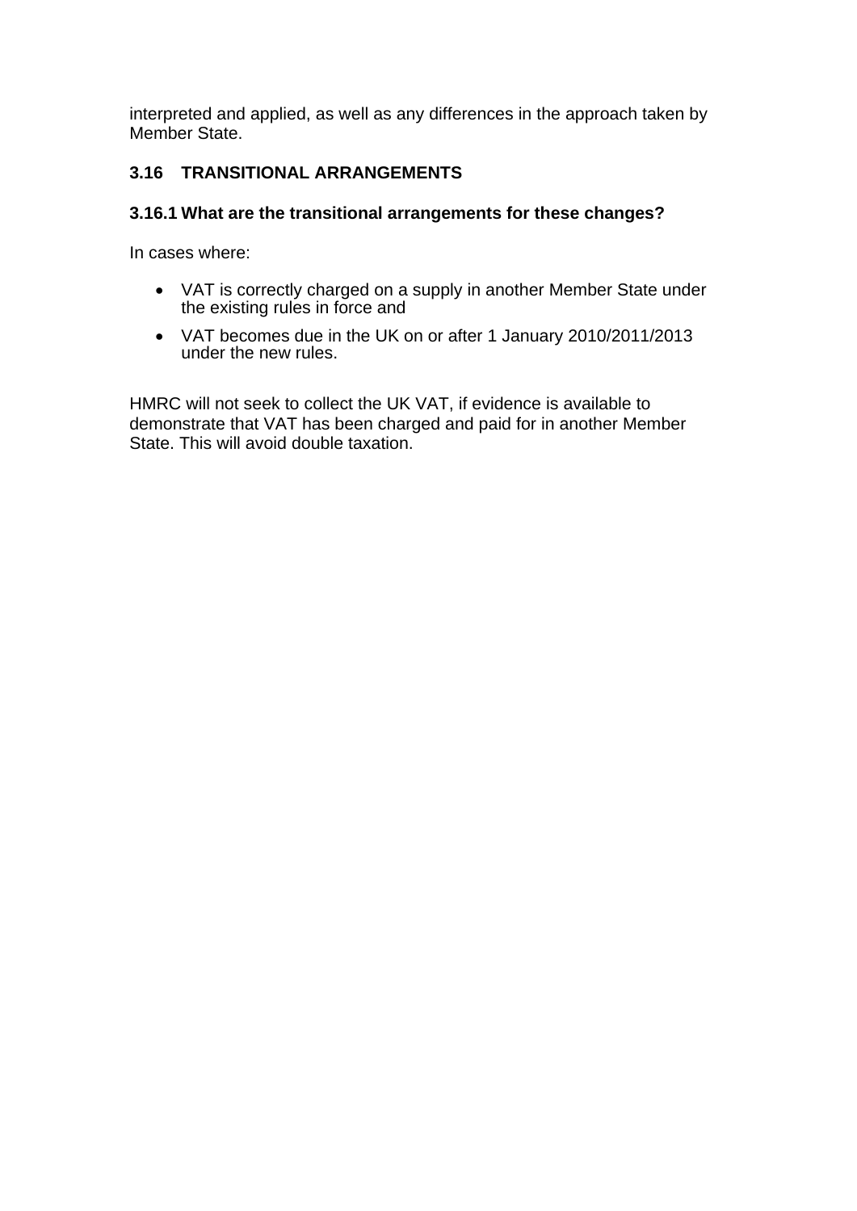interpreted and applied, as well as any differences in the approach taken by Member State.

## 3.16 TRANSITIONAL ARRANGEMENTS

### 3.16.1 What are the transitional arrangements for these changes?

In cases where:

- VAT is correctly charged on a supply in another Member State under the existing rules in force and
- VAT becomes due in the UK on or after 1 January 2010/2011/2013 under the new rules.

HMRC will not seek to collect the UK VAT, if evidence is available to demonstrate that VAT has been charged and paid for in another Member State. This will avoid double taxation.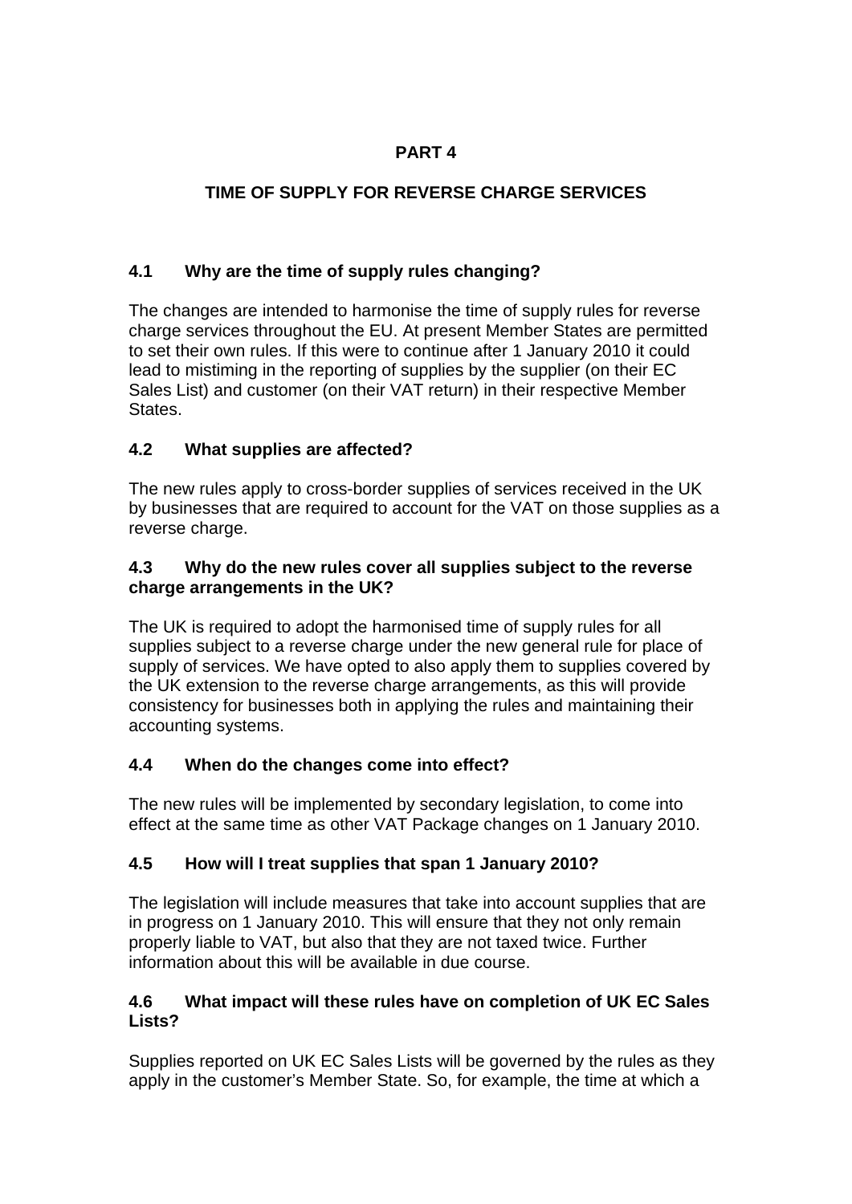# PART 4

## TIME OF SUPPLY FOR REVERSE CHARGE SERVICES

### 4.1 Why are the time of supply rules changing?

The changes are intended to harmonise the time of supply rules for reverse charge services throughout the EU. At present Member States are permitted to set their own rules. If this were to continue after 1 January 2010 it could lead to mistiming in the reporting of supplies by the supplier (on their EC Sales List) and customer (on their VAT return) in their respective Member States.

### 4.2 What supplies are affected?

The new rules apply to cross-border supplies of services received in the UK by businesses that are required to account for the VAT on those supplies as a reverse charge.

### 4.3 Why do the new rules cover all supplies subject to the reverse charge arrangements in the UK?

The UK is required to adopt the harmonised time of supply rules for all supplies subject to a reverse charge under the new general rule for place of supply of services. We have opted to also apply them to supplies covered by the UK extension to the reverse charge arrangements, as this will provide consistency for businesses both in applying the rules and maintaining their accounting systems.

### 4.4 When do the changes come into effect?

The new rules will be implemented by secondary legislation, to come into effect at the same time as other VAT Package changes on 1 January 2010.

### 4.5 How will I treat supplies that span 1 January 2010?

The legislation will include measures that take into account supplies that are in progress on 1 January 2010. This will ensure that they not only remain properly liable to VAT, but also that they are not taxed twice. Further information about this will be available in due course.

### 4.6 What impact will these rules have on completion of UK EC Sales Lists?

Supplies reported on UK EC Sales Lists will be governed by the rules as they apply in the customer's Member State. So, for example, the time at which a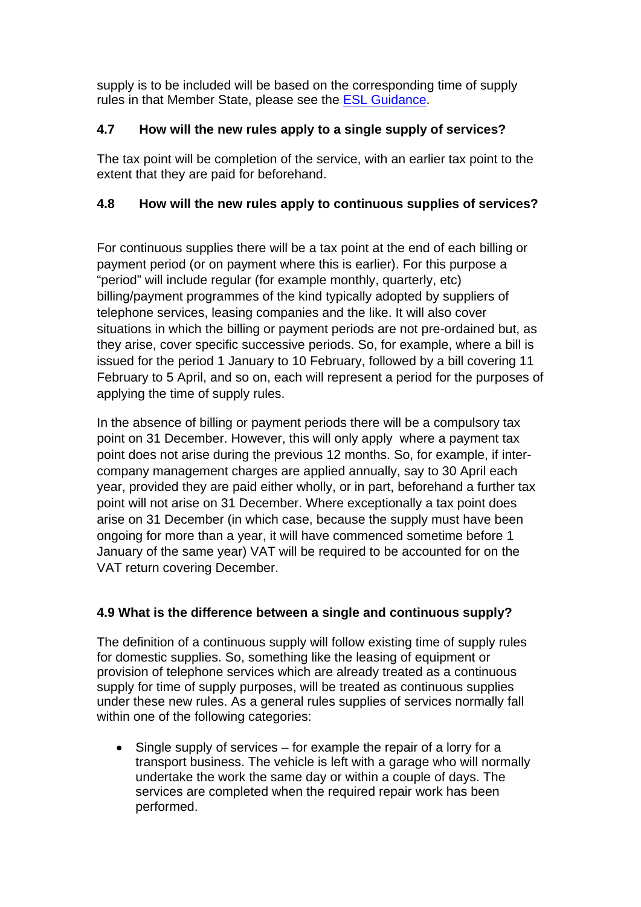supply is to be included will be based on the corresponding time of supply rules in that Member State, please see the [ESL Guidance](ESL Guidance).

### 4.7 How will the new rules apply to a single supply of services?

The tax point will be completion of the service, with an earlier tax point to the extent that they are paid for beforehand.

### 4.8 How will the new rules apply to continuous supplies of services?

For continuous supplies there will be a tax point at the end of each billing or payment period (or on payment where this is earlier). For this purpose a "period" will include regular (for example monthly, quarterly, etc) billing/payment programmes of the kind typically adopted by suppliers of telephone services, leasing companies and the like. It will also cover situations in which the billing or payment periods are not pre-ordained but, as they arise, cover specific successive periods. So, for example, where a bill is issued for the period 1 January to 10 February, followed by a bill covering 11 February to 5 April, and so on, each will represent a period for the purposes of applying the time of supply rules.

In the absence of billing or payment periods there will be a compulsory tax point on 31 December. However, this will only apply where a payment tax point does not arise during the previous 12 months. So, for example, if inter-company management charges are applied annually, say to 30 April each year, provided they are paid either wholly, or in part, beforehand a further tax point will not arise on 31 December. Where exceptionally a tax point does arise on 31 December (in which case, because the supply must have been ongoing for more than a year, it will have commenced sometime before 1 January of the same year) VAT will be required to be accounted for on the VAT return covering December.

### 4.9 What is the difference between a single and continuous supply?

The definition of a continuous supply will follow existing time of supply rules for domestic supplies. So, something like the leasing of equipment or provision of telephone services which are already treated as a continuous supply for time of supply purposes, will be treated as continuous supplies under these new rules. As a general rules supplies of services normally fall within one of the following categories:

- Single supply of services – for example the repair of a lorry for a transport business. The vehicle is left with a garage who will normally undertake the work the same day or within a couple of days. The services are completed when the required repair work has been performed.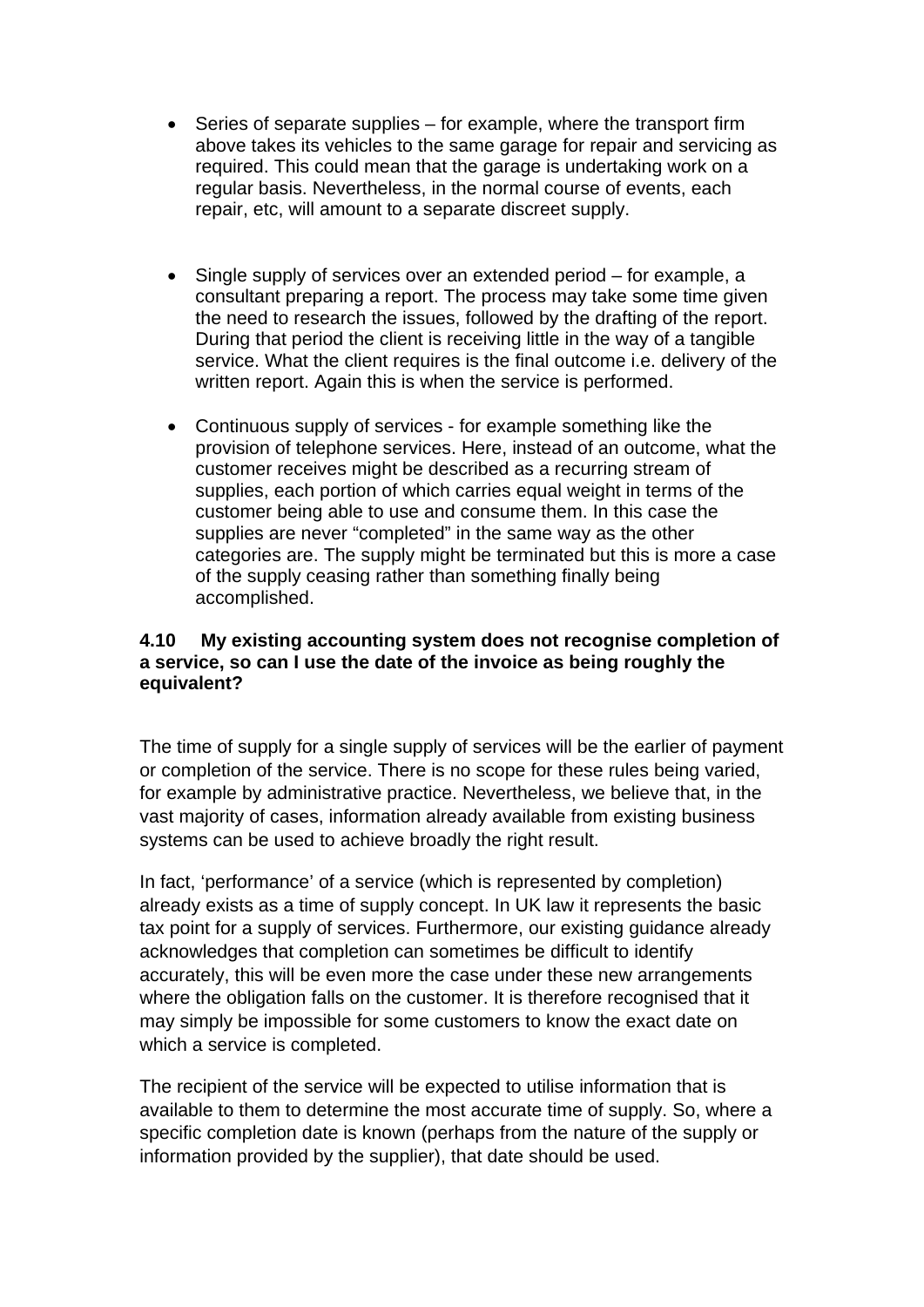- Series of separate supplies – for example, where the transport firm above takes its vehicles to the same garage for repair and servicing as required. This could mean that the garage is undertaking work on a regular basis. Nevertheless, in the normal course of events, each repair, etc, will amount to a separate discreet supply.

- Single supply of services over an extended period – for example, a consultant preparing a report. The process may take some time given the need to research the issues, followed by the drafting of the report. During that period the client is receiving little in the way of a tangible service. What the client requires is the final outcome i.e. delivery of the written report. Again this is when the service is performed.

- Continuous supply of services - for example something like the provision of telephone services. Here, instead of an outcome, what the customer receives might be described as a recurring stream of supplies, each portion of which carries equal weight in terms of the customer being able to use and consume them. In this case the supplies are never "completed" in the same way as the other categories are. The supply might be terminated but this is more a case of the supply ceasing rather than something finally being accomplished.

**4.10 My existing accounting system does not recognise completion of a service, so can I use the date of the invoice as being roughly the equivalent?**

The time of supply for a single supply of services will be the earlier of payment or completion of the service. There is no scope for these rules being varied, for example by administrative practice. Nevertheless, we believe that, in the vast majority of cases, information already available from existing business systems can be used to achieve broadly the right result.

In fact, 'performance' of a service (which is represented by completion) already exists as a time of supply concept. In UK law it represents the basic tax point for a supply of services. Furthermore, our existing guidance already acknowledges that completion can sometimes be difficult to identify accurately, this will be even more the case under these new arrangements where the obligation falls on the customer. It is therefore recognised that it may simply be impossible for some customers to know the exact date on which a service is completed.

The recipient of the service will be expected to utilise information that is available to them to determine the most accurate time of supply. So, where a specific completion date is known (perhaps from the nature of the supply or information provided by the supplier), that date should be used.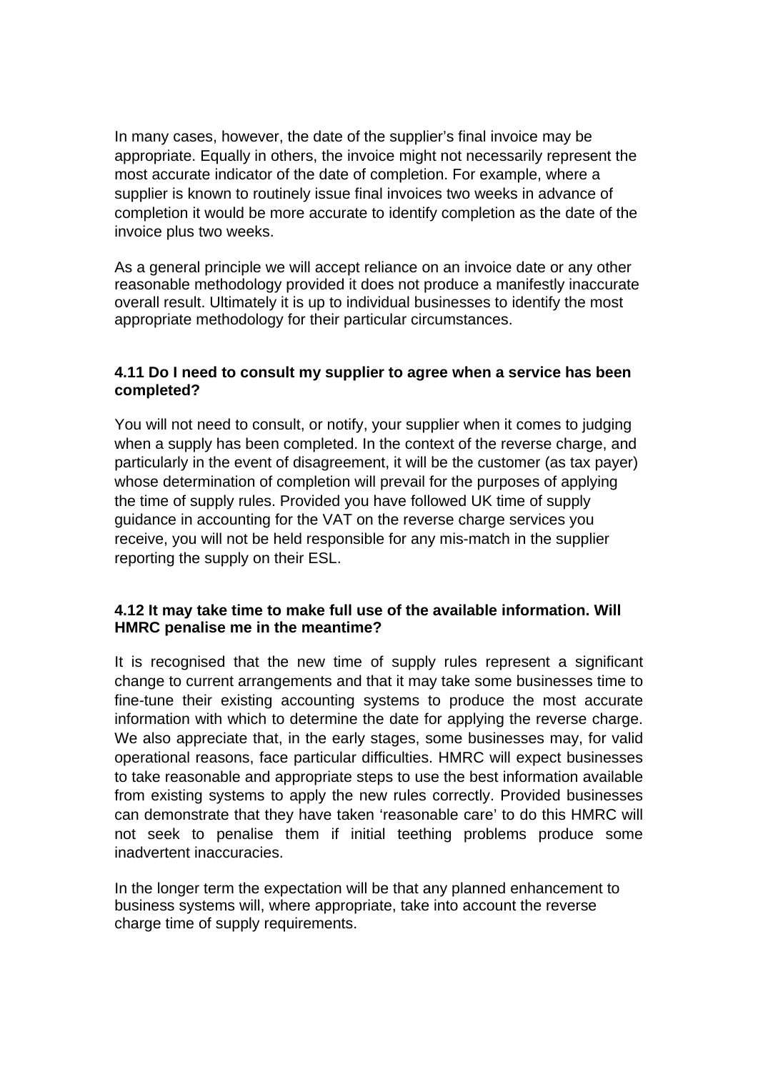In many cases, however, the date of the supplier's final invoice may be appropriate. Equally in others, the invoice might not necessarily represent the most accurate indicator of the date of completion. For example, where a supplier is known to routinely issue final invoices two weeks in advance of completion it would be more accurate to identify completion as the date of the invoice plus two weeks.

As a general principle we will accept reliance on an invoice date or any other reasonable methodology provided it does not produce a manifestly inaccurate overall result. Ultimately it is up to individual businesses to identify the most appropriate methodology for their particular circumstances.

**4.11 Do I need to consult my supplier to agree when a service has been completed?**

You will not need to consult, or notify, your supplier when it comes to judging when a supply has been completed. In the context of the reverse charge, and particularly in the event of disagreement, it will be the customer (as tax payer) whose determination of completion will prevail for the purposes of applying the time of supply rules. Provided you have followed UK time of supply guidance in accounting for the VAT on the reverse charge services you receive, you will not be held responsible for any mis-match in the supplier reporting the supply on their ESL.

**4.12 It may take time to make full use of the available information. Will HMRC penalise me in the meantime?**

It is recognised that the new time of supply rules represent a significant change to current arrangements and that it may take some businesses time to fine-tune their existing accounting systems to produce the most accurate information with which to determine the date for applying the reverse charge. We also appreciate that, in the early stages, some businesses may, for valid operational reasons, face particular difficulties. HMRC will expect businesses to take reasonable and appropriate steps to use the best information available from existing systems to apply the new rules correctly. Provided businesses can demonstrate that they have taken 'reasonable care' to do this HMRC will not seek to penalise them if initial teething problems produce some inadvertent inaccuracies.

In the longer term the expectation will be that any planned enhancement to business systems will, where appropriate, take into account the reverse charge time of supply requirements.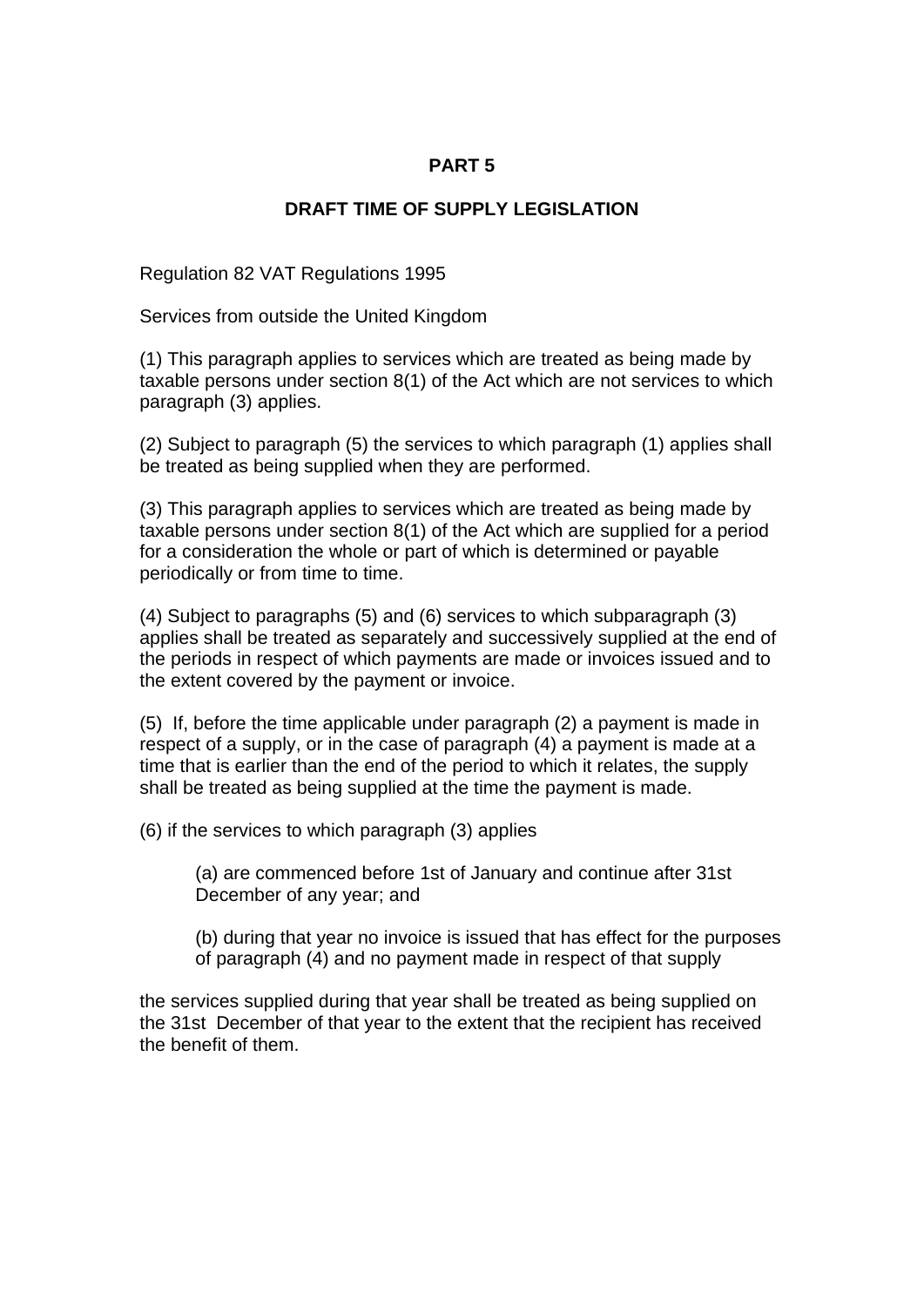# PART 5

## DRAFT TIME OF SUPPLY LEGISLATION

Regulation 82 VAT Regulations 1995

Services from outside the United Kingdom

(1) This paragraph applies to services which are treated as being made by taxable persons under section 8(1) of the Act which are not services to which paragraph (3) applies.

(2) Subject to paragraph (5) the services to which paragraph (1) applies shall be treated as being supplied when they are performed.

(3) This paragraph applies to services which are treated as being made by taxable persons under section 8(1) of the Act which are supplied for a period for a consideration the whole or part of which is determined or payable periodically or from time to time.

(4) Subject to paragraphs (5) and (6) services to which subparagraph (3) applies shall be treated as separately and successively supplied at the end of the periods in respect of which payments are made or invoices issued and to the extent covered by the payment or invoice.

(5) If, before the time applicable under paragraph (2) a payment is made in respect of a supply, or in the case of paragraph (4) a payment is made at a time that is earlier than the end of the period to which it relates, the supply shall be treated as being supplied at the time the payment is made.

(6) if the services to which paragraph (3) applies

> (a) are commenced before 1st of January and continue after 31st December of any year; and
>
> (b) during that year no invoice is issued that has effect for the purposes of paragraph (4) and no payment made in respect of that supply

the services supplied during that year shall be treated as being supplied on the 31st December of that year to the extent that the recipient has received the benefit of them.